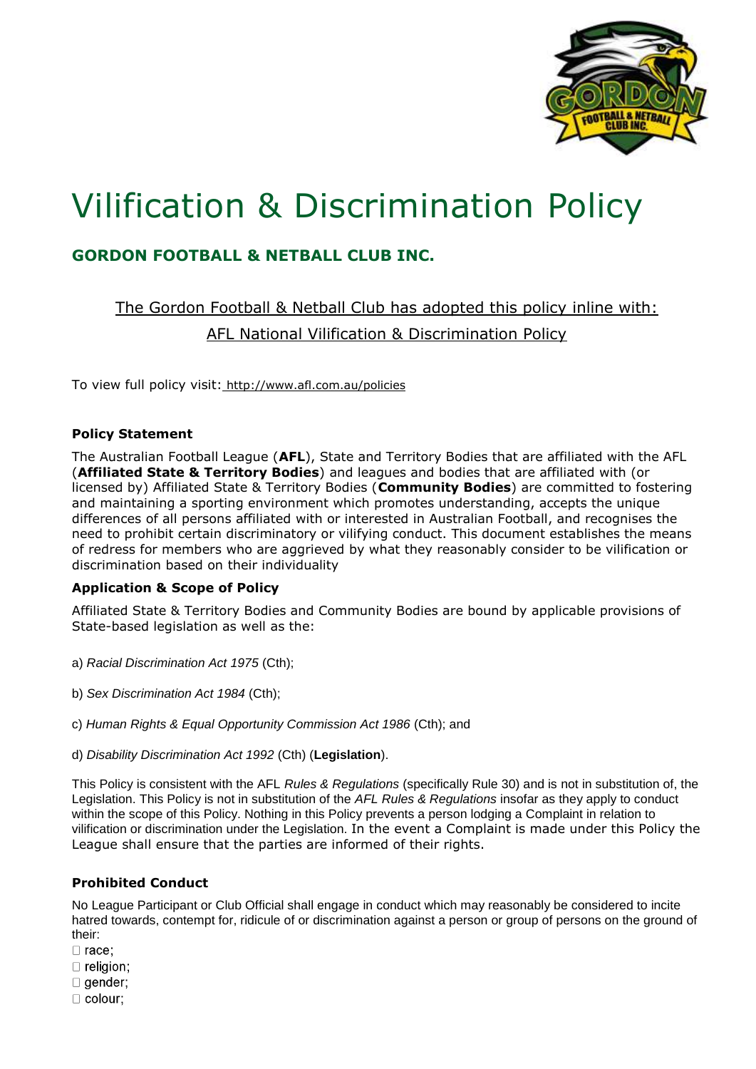// Vilification & Discrimination Policy — Gordon Football & Netball Club Inc. — page 1 of 4

# Vilification & Discrimination Policy

## GORDON FOOTBALL & NETBALL CLUB INC.

The Gordon Football & Netball Club has adopted this policy inline with:
AFL National Vilification & Discrimination Policy

To view full policy visit: http://www.afl.com.au/policies

### Policy Statement

The Australian Football League (**AFL**), State and Territory Bodies that are affiliated with the AFL (**Affiliated State & Territory Bodies**) and leagues and bodies that are affiliated with (or licensed by) Affiliated State & Territory Bodies (**Community Bodies**) are committed to fostering and maintaining a sporting environment which promotes understanding, accepts the unique differences of all persons affiliated with or interested in Australian Football, and recognises the need to prohibit certain discriminatory or vilifying conduct. This document establishes the means of redress for members who are aggrieved by what they reasonably consider to be vilification or discrimination based on their individuality

### Application & Scope of Policy

Affiliated State & Territory Bodies and Community Bodies are bound by applicable provisions of State-based legislation as well as the:

a) *Racial Discrimination Act 1975* (Cth);

b) *Sex Discrimination Act 1984* (Cth);

c) *Human Rights & Equal Opportunity Commission Act 1986* (Cth); and

d) *Disability Discrimination Act 1992* (Cth) (**Legislation**).

This Policy is consistent with the AFL *Rules & Regulations* (specifically Rule 30) and is not in substitution of, the Legislation. This Policy is not in substitution of the *AFL Rules & Regulations* insofar as they apply to conduct within the scope of this Policy. Nothing in this Policy prevents a person lodging a Complaint in relation to vilification or discrimination under the Legislation. In the event a Complaint is made under this Policy the League shall ensure that the parties are informed of their rights.

### Prohibited Conduct

No League Participant or Club Official shall engage in conduct which may reasonably be considered to incite hatred towards, contempt for, ridicule of or discrimination against a person or group of persons on the ground of their:

- race;
- religion;
- gender;
- colour;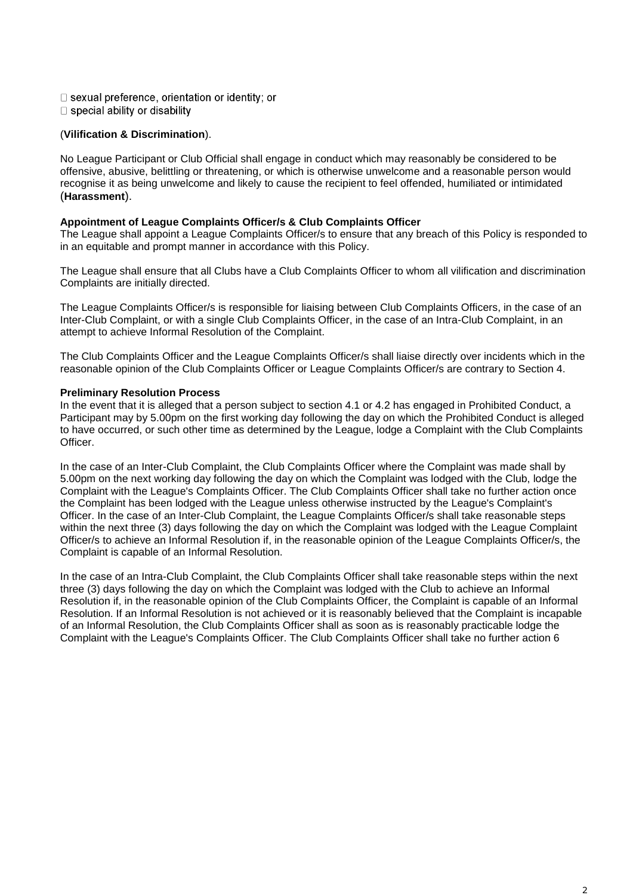- sexual preference, orientation or identity; or
- special ability or disability

(**Vilification & Discrimination**).

No League Participant or Club Official shall engage in conduct which may reasonably be considered to be offensive, abusive, belittling or threatening, or which is otherwise unwelcome and a reasonable person would recognise it as being unwelcome and likely to cause the recipient to feel offended, humiliated or intimidated (**Harassment**).

**Appointment of League Complaints Officer/s & Club Complaints Officer**

The League shall appoint a League Complaints Officer/s to ensure that any breach of this Policy is responded to in an equitable and prompt manner in accordance with this Policy.

The League shall ensure that all Clubs have a Club Complaints Officer to whom all vilification and discrimination Complaints are initially directed.

The League Complaints Officer/s is responsible for liaising between Club Complaints Officers, in the case of an Inter-Club Complaint, or with a single Club Complaints Officer, in the case of an Intra-Club Complaint, in an attempt to achieve Informal Resolution of the Complaint.

The Club Complaints Officer and the League Complaints Officer/s shall liaise directly over incidents which in the reasonable opinion of the Club Complaints Officer or League Complaints Officer/s are contrary to Section 4.

**Preliminary Resolution Process**

In the event that it is alleged that a person subject to section 4.1 or 4.2 has engaged in Prohibited Conduct, a Participant may by 5.00pm on the first working day following the day on which the Prohibited Conduct is alleged to have occurred, or such other time as determined by the League, lodge a Complaint with the Club Complaints Officer.

In the case of an Inter-Club Complaint, the Club Complaints Officer where the Complaint was made shall by 5.00pm on the next working day following the day on which the Complaint was lodged with the Club, lodge the Complaint with the League's Complaints Officer. The Club Complaints Officer shall take no further action once the Complaint has been lodged with the League unless otherwise instructed by the League's Complaint's Officer. In the case of an Inter-Club Complaint, the League Complaints Officer/s shall take reasonable steps within the next three (3) days following the day on which the Complaint was lodged with the League Complaint Officer/s to achieve an Informal Resolution if, in the reasonable opinion of the League Complaints Officer/s, the Complaint is capable of an Informal Resolution.

In the case of an Intra-Club Complaint, the Club Complaints Officer shall take reasonable steps within the next three (3) days following the day on which the Complaint was lodged with the Club to achieve an Informal Resolution if, in the reasonable opinion of the Club Complaints Officer, the Complaint is capable of an Informal Resolution. If an Informal Resolution is not achieved or it is reasonably believed that the Complaint is incapable of an Informal Resolution, the Club Complaints Officer shall as soon as is reasonably practicable lodge the Complaint with the League's Complaints Officer. The Club Complaints Officer shall take no further action 6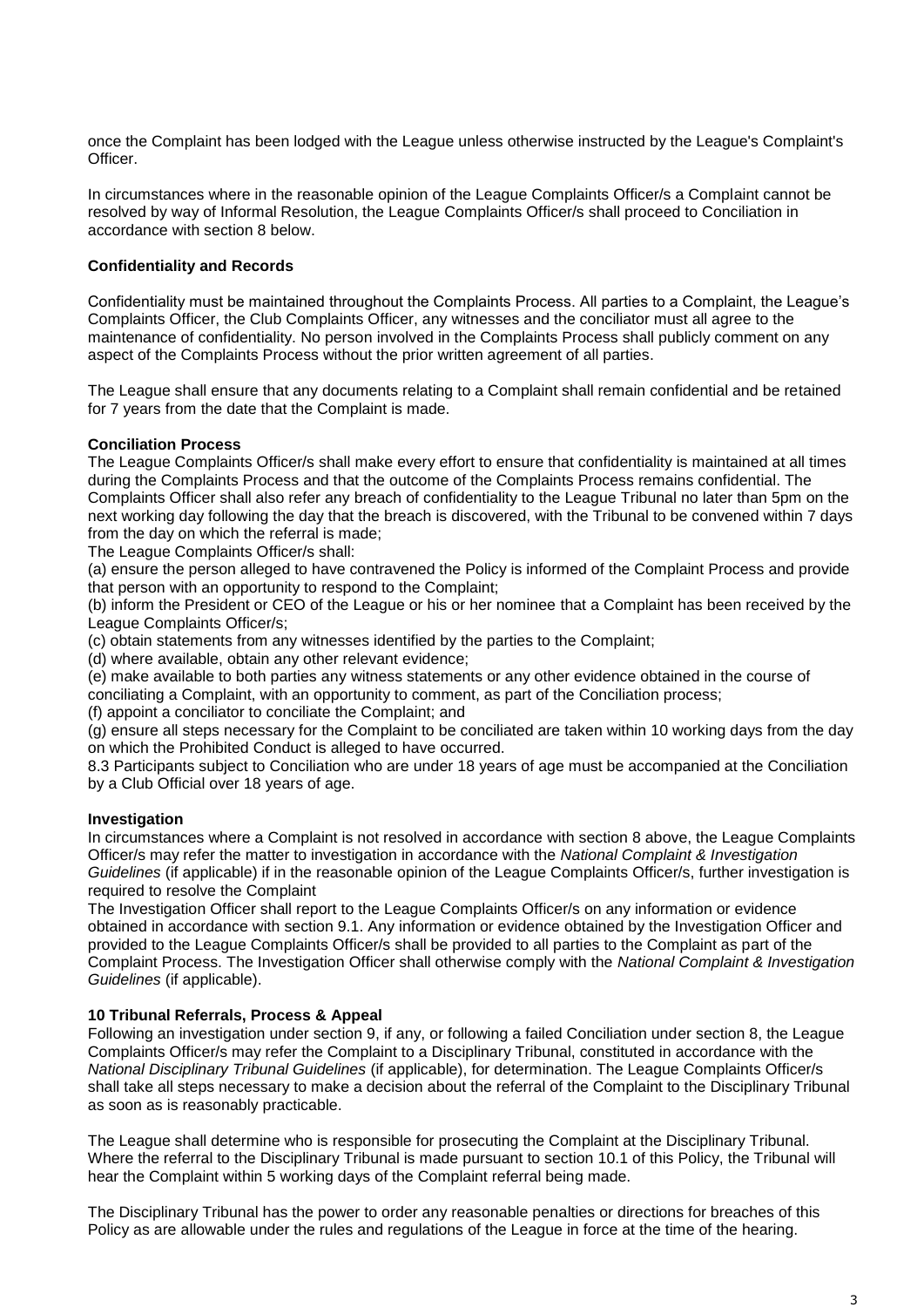once the Complaint has been lodged with the League unless otherwise instructed by the League's Complaint's Officer.

In circumstances where in the reasonable opinion of the League Complaints Officer/s a Complaint cannot be resolved by way of Informal Resolution, the League Complaints Officer/s shall proceed to Conciliation in accordance with section 8 below.

**Confidentiality and Records**

Confidentiality must be maintained throughout the Complaints Process. All parties to a Complaint, the League's Complaints Officer, the Club Complaints Officer, any witnesses and the conciliator must all agree to the maintenance of confidentiality. No person involved in the Complaints Process shall publicly comment on any aspect of the Complaints Process without the prior written agreement of all parties.

The League shall ensure that any documents relating to a Complaint shall remain confidential and be retained for 7 years from the date that the Complaint is made.

**Conciliation Process**

The League Complaints Officer/s shall make every effort to ensure that confidentiality is maintained at all times during the Complaints Process and that the outcome of the Complaints Process remains confidential. The Complaints Officer shall also refer any breach of confidentiality to the League Tribunal no later than 5pm on the next working day following the day that the breach is discovered, with the Tribunal to be convened within 7 days from the day on which the referral is made;

The League Complaints Officer/s shall:

(a) ensure the person alleged to have contravened the Policy is informed of the Complaint Process and provide that person with an opportunity to respond to the Complaint;

(b) inform the President or CEO of the League or his or her nominee that a Complaint has been received by the League Complaints Officer/s;

(c) obtain statements from any witnesses identified by the parties to the Complaint;

(d) where available, obtain any other relevant evidence;

(e) make available to both parties any witness statements or any other evidence obtained in the course of conciliating a Complaint, with an opportunity to comment, as part of the Conciliation process;

(f) appoint a conciliator to conciliate the Complaint; and

(g) ensure all steps necessary for the Complaint to be conciliated are taken within 10 working days from the day on which the Prohibited Conduct is alleged to have occurred.

8.3 Participants subject to Conciliation who are under 18 years of age must be accompanied at the Conciliation by a Club Official over 18 years of age.

**Investigation**

In circumstances where a Complaint is not resolved in accordance with section 8 above, the League Complaints Officer/s may refer the matter to investigation in accordance with the *National Complaint & Investigation Guidelines* (if applicable) if in the reasonable opinion of the League Complaints Officer/s, further investigation is required to resolve the Complaint

The Investigation Officer shall report to the League Complaints Officer/s on any information or evidence obtained in accordance with section 9.1. Any information or evidence obtained by the Investigation Officer and provided to the League Complaints Officer/s shall be provided to all parties to the Complaint as part of the Complaint Process. The Investigation Officer shall otherwise comply with the *National Complaint & Investigation Guidelines* (if applicable).

**10 Tribunal Referrals, Process & Appeal**

Following an investigation under section 9, if any, or following a failed Conciliation under section 8, the League Complaints Officer/s may refer the Complaint to a Disciplinary Tribunal, constituted in accordance with the *National Disciplinary Tribunal Guidelines* (if applicable), for determination. The League Complaints Officer/s shall take all steps necessary to make a decision about the referral of the Complaint to the Disciplinary Tribunal as soon as is reasonably practicable.

The League shall determine who is responsible for prosecuting the Complaint at the Disciplinary Tribunal. Where the referral to the Disciplinary Tribunal is made pursuant to section 10.1 of this Policy, the Tribunal will hear the Complaint within 5 working days of the Complaint referral being made.

The Disciplinary Tribunal has the power to order any reasonable penalties or directions for breaches of this Policy as are allowable under the rules and regulations of the League in force at the time of the hearing.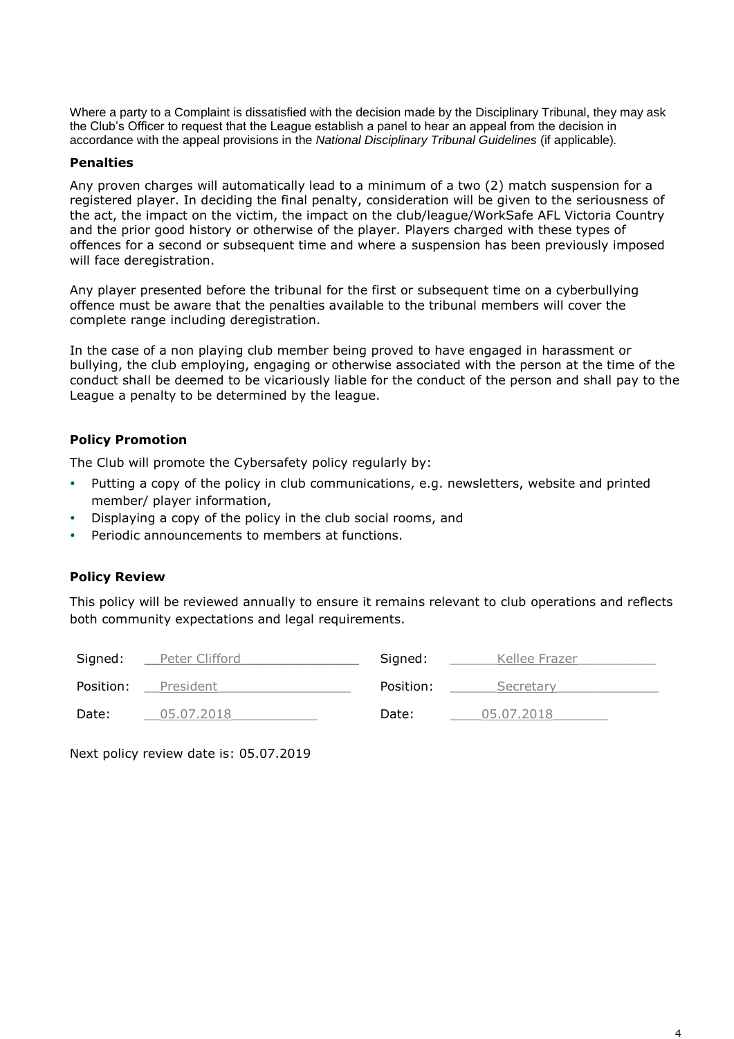Where a party to a Complaint is dissatisfied with the decision made by the Disciplinary Tribunal, they may ask the Club's Officer to request that the League establish a panel to hear an appeal from the decision in accordance with the appeal provisions in the *National Disciplinary Tribunal Guidelines* (if applicable).

### Penalties

Any proven charges will automatically lead to a minimum of a two (2) match suspension for a registered player. In deciding the final penalty, consideration will be given to the seriousness of the act, the impact on the victim, the impact on the club/league/WorkSafe AFL Victoria Country and the prior good history or otherwise of the player. Players charged with these types of offences for a second or subsequent time and where a suspension has been previously imposed will face deregistration.

Any player presented before the tribunal for the first or subsequent time on a cyberbullying offence must be aware that the penalties available to the tribunal members will cover the complete range including deregistration.

In the case of a non playing club member being proved to have engaged in harassment or bullying, the club employing, engaging or otherwise associated with the person at the time of the conduct shall be deemed to be vicariously liable for the conduct of the person and shall pay to the League a penalty to be determined by the league.

### Policy Promotion

The Club will promote the Cybersafety policy regularly by:

- Putting a copy of the policy in club communications, e.g. newsletters, website and printed member/ player information,
- Displaying a copy of the policy in the club social rooms, and
- Periodic announcements to members at functions.

### Policy Review

This policy will be reviewed annually to ensure it remains relevant to club operations and reflects both community expectations and legal requirements.

| | | | |
|---|---|---|---|
| Signed: | Peter Clifford | Signed: | Kellee Frazer |
| Position: | President | Position: | Secretary |
| Date: | 05.07.2018 | Date: | 05.07.2018 |

Next policy review date is: 05.07.2019